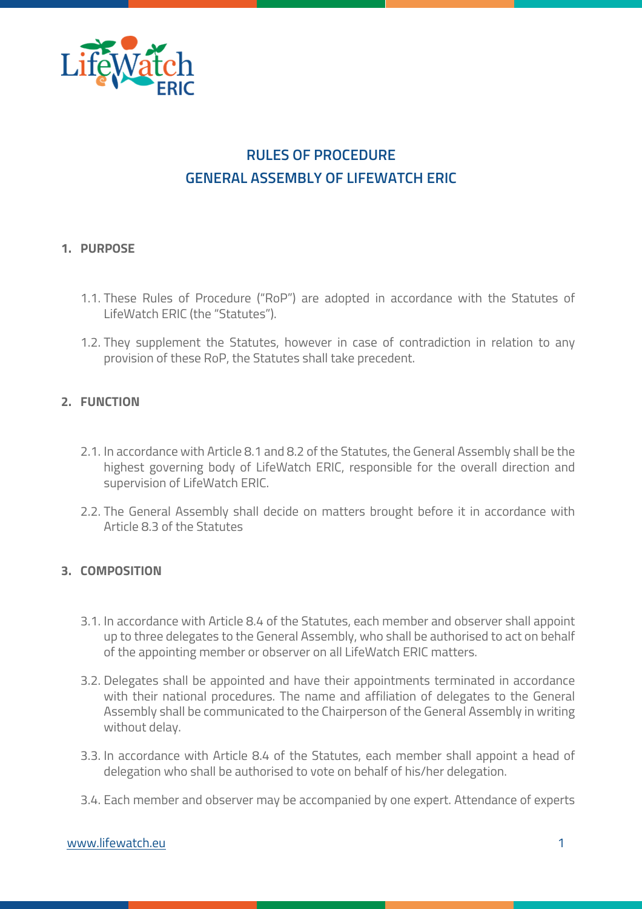# RULES OF PROCEDURE
# GENERAL ASSEMBLY OF LIFEWATCH ERIC

## 1. PURPOSE

1.1. These Rules of Procedure ("RoP") are adopted in accordance with the Statutes of LifeWatch ERIC (the "Statutes").

1.2. They supplement the Statutes, however in case of contradiction in relation to any provision of these RoP, the Statutes shall take precedent.

## 2. FUNCTION

2.1. In accordance with Article 8.1 and 8.2 of the Statutes, the General Assembly shall be the highest governing body of LifeWatch ERIC, responsible for the overall direction and supervision of LifeWatch ERIC.

2.2. The General Assembly shall decide on matters brought before it in accordance with Article 8.3 of the Statutes

## 3. COMPOSITION

3.1. In accordance with Article 8.4 of the Statutes, each member and observer shall appoint up to three delegates to the General Assembly, who shall be authorised to act on behalf of the appointing member or observer on all LifeWatch ERIC matters.

3.2. Delegates shall be appointed and have their appointments terminated in accordance with their national procedures. The name and affiliation of delegates to the General Assembly shall be communicated to the Chairperson of the General Assembly in writing without delay.

3.3. In accordance with Article 8.4 of the Statutes, each member shall appoint a head of delegation who shall be authorised to vote on behalf of his/her delegation.

3.4. Each member and observer may be accompanied by one expert. Attendance of experts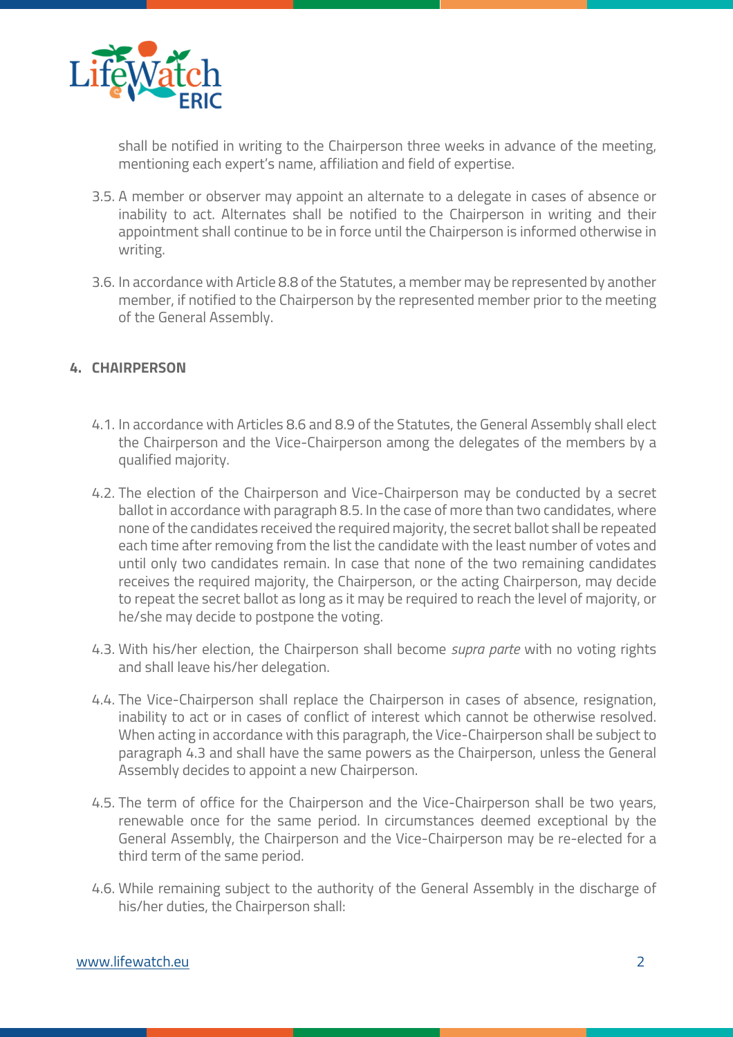shall be notified in writing to the Chairperson three weeks in advance of the meeting, mentioning each expert's name, affiliation and field of expertise.

3.5. A member or observer may appoint an alternate to a delegate in cases of absence or inability to act. Alternates shall be notified to the Chairperson in writing and their appointment shall continue to be in force until the Chairperson is informed otherwise in writing.

3.6. In accordance with Article 8.8 of the Statutes, a member may be represented by another member, if notified to the Chairperson by the represented member prior to the meeting of the General Assembly.

## 4. CHAIRPERSON

4.1. In accordance with Articles 8.6 and 8.9 of the Statutes, the General Assembly shall elect the Chairperson and the Vice-Chairperson among the delegates of the members by a qualified majority.

4.2. The election of the Chairperson and Vice-Chairperson may be conducted by a secret ballot in accordance with paragraph 8.5. In the case of more than two candidates, where none of the candidates received the required majority, the secret ballot shall be repeated each time after removing from the list the candidate with the least number of votes and until only two candidates remain. In case that none of the two remaining candidates receives the required majority, the Chairperson, or the acting Chairperson, may decide to repeat the secret ballot as long as it may be required to reach the level of majority, or he/she may decide to postpone the voting.

4.3. With his/her election, the Chairperson shall become *supra parte* with no voting rights and shall leave his/her delegation.

4.4. The Vice-Chairperson shall replace the Chairperson in cases of absence, resignation, inability to act or in cases of conflict of interest which cannot be otherwise resolved. When acting in accordance with this paragraph, the Vice-Chairperson shall be subject to paragraph 4.3 and shall have the same powers as the Chairperson, unless the General Assembly decides to appoint a new Chairperson.

4.5. The term of office for the Chairperson and the Vice-Chairperson shall be two years, renewable once for the same period. In circumstances deemed exceptional by the General Assembly, the Chairperson and the Vice-Chairperson may be re-elected for a third term of the same period.

4.6. While remaining subject to the authority of the General Assembly in the discharge of his/her duties, the Chairperson shall: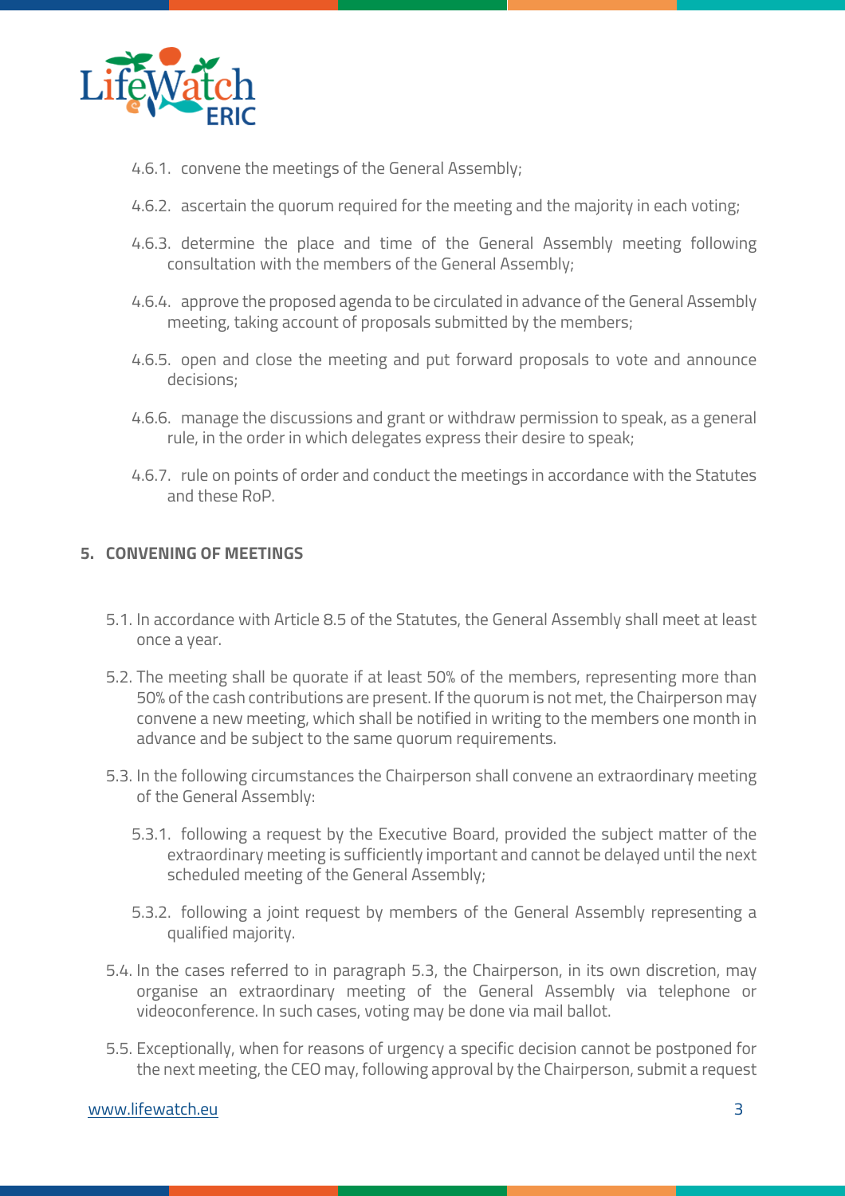4.6.1. convene the meetings of the General Assembly;

4.6.2. ascertain the quorum required for the meeting and the majority in each voting;

4.6.3. determine the place and time of the General Assembly meeting following consultation with the members of the General Assembly;

4.6.4. approve the proposed agenda to be circulated in advance of the General Assembly meeting, taking account of proposals submitted by the members;

4.6.5. open and close the meeting and put forward proposals to vote and announce decisions;

4.6.6. manage the discussions and grant or withdraw permission to speak, as a general rule, in the order in which delegates express their desire to speak;

4.6.7. rule on points of order and conduct the meetings in accordance with the Statutes and these RoP.

## 5. CONVENING OF MEETINGS

5.1. In accordance with Article 8.5 of the Statutes, the General Assembly shall meet at least once a year.

5.2. The meeting shall be quorate if at least 50% of the members, representing more than 50% of the cash contributions are present. If the quorum is not met, the Chairperson may convene a new meeting, which shall be notified in writing to the members one month in advance and be subject to the same quorum requirements.

5.3. In the following circumstances the Chairperson shall convene an extraordinary meeting of the General Assembly:

5.3.1. following a request by the Executive Board, provided the subject matter of the extraordinary meeting is sufficiently important and cannot be delayed until the next scheduled meeting of the General Assembly;

5.3.2. following a joint request by members of the General Assembly representing a qualified majority.

5.4. In the cases referred to in paragraph 5.3, the Chairperson, in its own discretion, may organise an extraordinary meeting of the General Assembly via telephone or videoconference. In such cases, voting may be done via mail ballot.

5.5. Exceptionally, when for reasons of urgency a specific decision cannot be postponed for the next meeting, the CEO may, following approval by the Chairperson, submit a request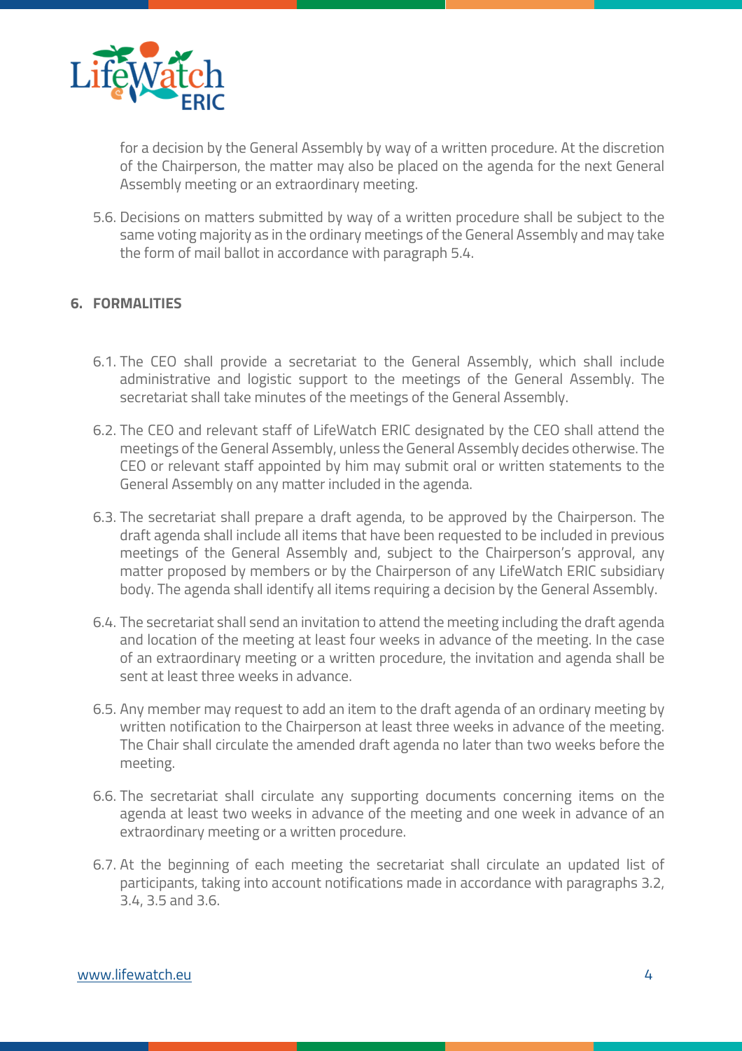for a decision by the General Assembly by way of a written procedure. At the discretion of the Chairperson, the matter may also be placed on the agenda for the next General Assembly meeting or an extraordinary meeting.

5.6. Decisions on matters submitted by way of a written procedure shall be subject to the same voting majority as in the ordinary meetings of the General Assembly and may take the form of mail ballot in accordance with paragraph 5.4.

## 6. FORMALITIES

6.1. The CEO shall provide a secretariat to the General Assembly, which shall include administrative and logistic support to the meetings of the General Assembly. The secretariat shall take minutes of the meetings of the General Assembly.

6.2. The CEO and relevant staff of LifeWatch ERIC designated by the CEO shall attend the meetings of the General Assembly, unless the General Assembly decides otherwise. The CEO or relevant staff appointed by him may submit oral or written statements to the General Assembly on any matter included in the agenda.

6.3. The secretariat shall prepare a draft agenda, to be approved by the Chairperson. The draft agenda shall include all items that have been requested to be included in previous meetings of the General Assembly and, subject to the Chairperson's approval, any matter proposed by members or by the Chairperson of any LifeWatch ERIC subsidiary body. The agenda shall identify all items requiring a decision by the General Assembly.

6.4. The secretariat shall send an invitation to attend the meeting including the draft agenda and location of the meeting at least four weeks in advance of the meeting. In the case of an extraordinary meeting or a written procedure, the invitation and agenda shall be sent at least three weeks in advance.

6.5. Any member may request to add an item to the draft agenda of an ordinary meeting by written notification to the Chairperson at least three weeks in advance of the meeting. The Chair shall circulate the amended draft agenda no later than two weeks before the meeting.

6.6. The secretariat shall circulate any supporting documents concerning items on the agenda at least two weeks in advance of the meeting and one week in advance of an extraordinary meeting or a written procedure.

6.7. At the beginning of each meeting the secretariat shall circulate an updated list of participants, taking into account notifications made in accordance with paragraphs 3.2, 3.4, 3.5 and 3.6.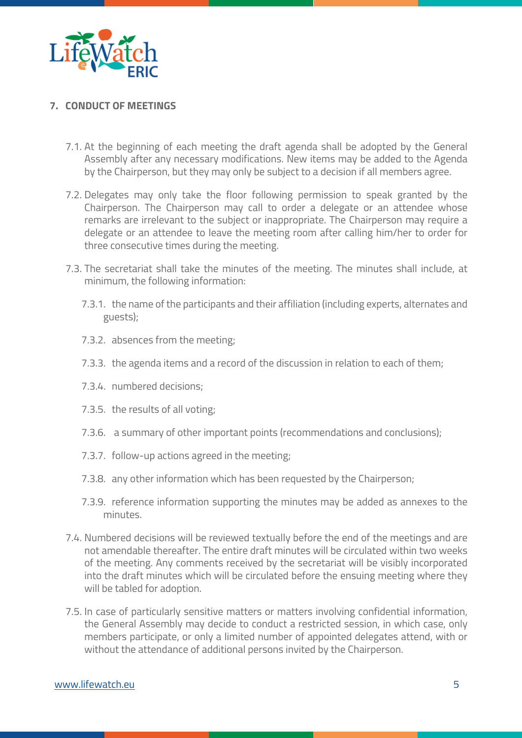## 7. CONDUCT OF MEETINGS

7.1. At the beginning of each meeting the draft agenda shall be adopted by the General Assembly after any necessary modifications. New items may be added to the Agenda by the Chairperson, but they may only be subject to a decision if all members agree.

7.2. Delegates may only take the floor following permission to speak granted by the Chairperson. The Chairperson may call to order a delegate or an attendee whose remarks are irrelevant to the subject or inappropriate. The Chairperson may require a delegate or an attendee to leave the meeting room after calling him/her to order for three consecutive times during the meeting.

7.3. The secretariat shall take the minutes of the meeting. The minutes shall include, at minimum, the following information:

7.3.1. the name of the participants and their affiliation (including experts, alternates and guests);

7.3.2. absences from the meeting;

7.3.3. the agenda items and a record of the discussion in relation to each of them;

7.3.4. numbered decisions;

7.3.5. the results of all voting;

7.3.6. a summary of other important points (recommendations and conclusions);

7.3.7. follow-up actions agreed in the meeting;

7.3.8. any other information which has been requested by the Chairperson;

7.3.9. reference information supporting the minutes may be added as annexes to the minutes.

7.4. Numbered decisions will be reviewed textually before the end of the meetings and are not amendable thereafter. The entire draft minutes will be circulated within two weeks of the meeting. Any comments received by the secretariat will be visibly incorporated into the draft minutes which will be circulated before the ensuing meeting where they will be tabled for adoption.

7.5. In case of particularly sensitive matters or matters involving confidential information, the General Assembly may decide to conduct a restricted session, in which case, only members participate, or only a limited number of appointed delegates attend, with or without the attendance of additional persons invited by the Chairperson.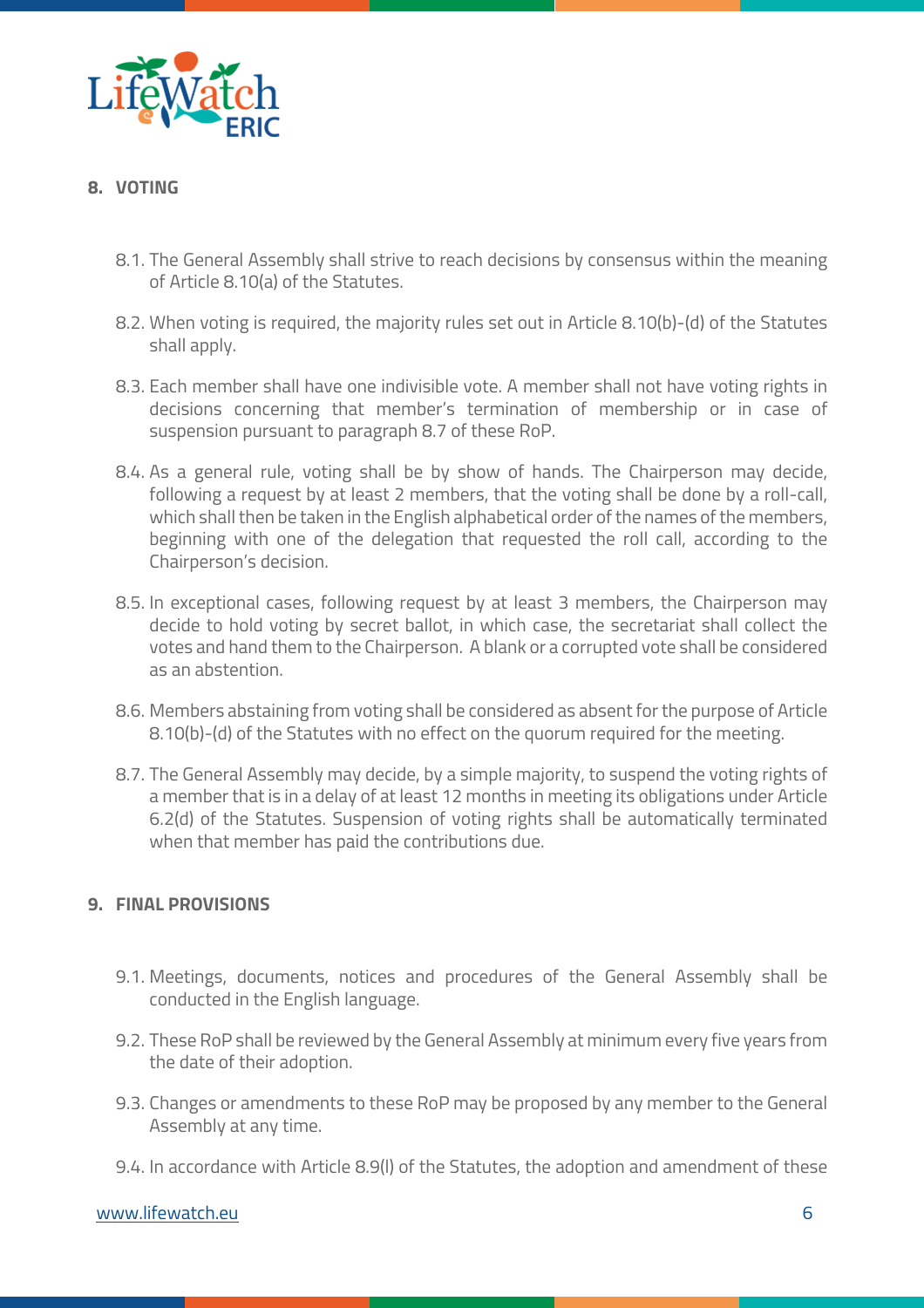## 8. VOTING

8.1. The General Assembly shall strive to reach decisions by consensus within the meaning of Article 8.10(a) of the Statutes.

8.2. When voting is required, the majority rules set out in Article 8.10(b)-(d) of the Statutes shall apply.

8.3. Each member shall have one indivisible vote. A member shall not have voting rights in decisions concerning that member's termination of membership or in case of suspension pursuant to paragraph 8.7 of these RoP.

8.4. As a general rule, voting shall be by show of hands. The Chairperson may decide, following a request by at least 2 members, that the voting shall be done by a roll-call, which shall then be taken in the English alphabetical order of the names of the members, beginning with one of the delegation that requested the roll call, according to the Chairperson's decision.

8.5. In exceptional cases, following request by at least 3 members, the Chairperson may decide to hold voting by secret ballot, in which case, the secretariat shall collect the votes and hand them to the Chairperson. A blank or a corrupted vote shall be considered as an abstention.

8.6. Members abstaining from voting shall be considered as absent for the purpose of Article 8.10(b)-(d) of the Statutes with no effect on the quorum required for the meeting.

8.7. The General Assembly may decide, by a simple majority, to suspend the voting rights of a member that is in a delay of at least 12 months in meeting its obligations under Article 6.2(d) of the Statutes. Suspension of voting rights shall be automatically terminated when that member has paid the contributions due.

## 9. FINAL PROVISIONS

9.1. Meetings, documents, notices and procedures of the General Assembly shall be conducted in the English language.

9.2. These RoP shall be reviewed by the General Assembly at minimum every five years from the date of their adoption.

9.3. Changes or amendments to these RoP may be proposed by any member to the General Assembly at any time.

9.4. In accordance with Article 8.9(l) of the Statutes, the adoption and amendment of these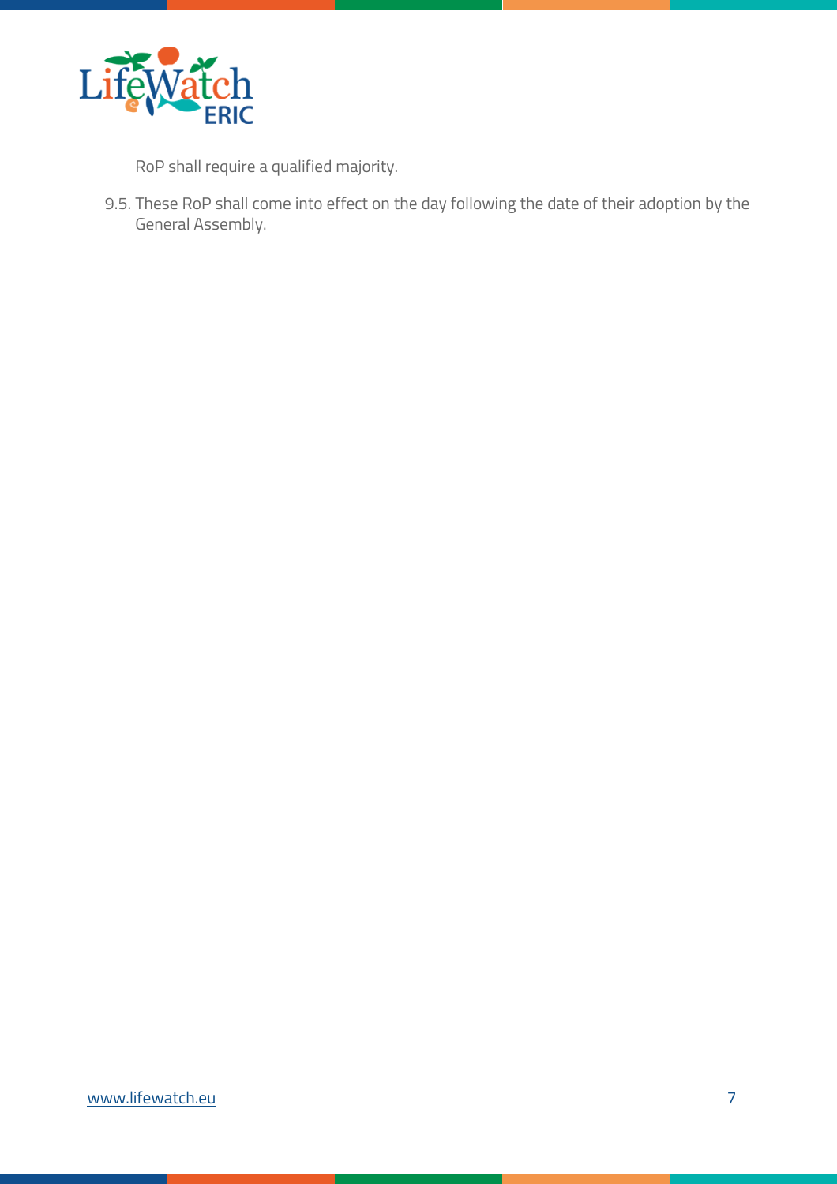RoP shall require a qualified majority.

9.5. These RoP shall come into effect on the day following the date of their adoption by the General Assembly.